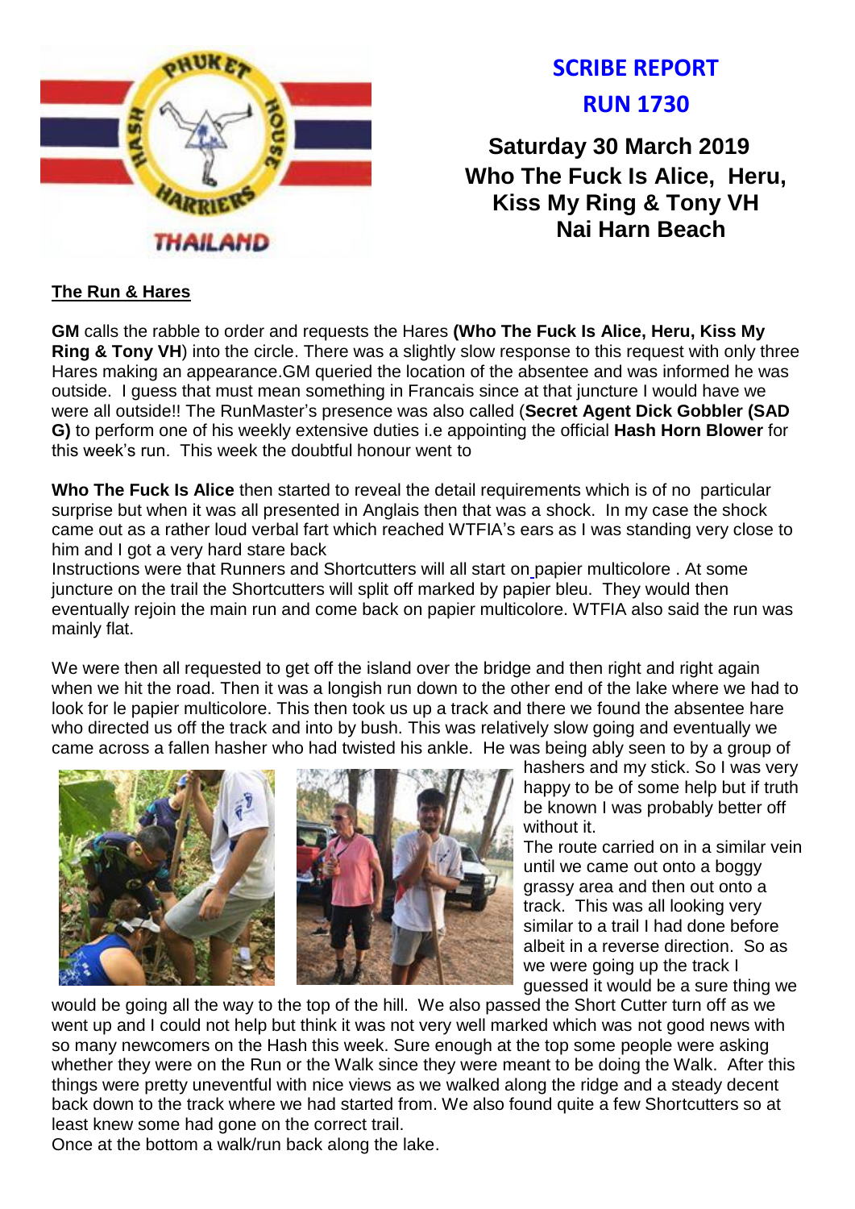# SCRIBE REPORT
# RUN 1730

**Saturday 30 March 2019**
**Who The Fuck Is Alice, Heru, Kiss My Ring & Tony VH**
**Nai Harn Beach**

## The Run & Hares

**GM** calls the rabble to order and requests the Hares **(Who The Fuck Is Alice, Heru, Kiss My Ring & Tony VH**) into the circle. There was a slightly slow response to this request with only three Hares making an appearance.GM queried the location of the absentee and was informed he was outside. I guess that must mean something in Francais since at that juncture I would have we were all outside!! The RunMaster's presence was also called (**Secret Agent Dick Gobbler (SAD G)** to perform one of his weekly extensive duties i.e appointing the official **Hash Horn Blower** for this week's run. This week the doubtful honour went to

**Who The Fuck Is Alice** then started to reveal the detail requirements which is of no particular surprise but when it was all presented in Anglais then that was a shock. In my case the shock came out as a rather loud verbal fart which reached WTFIA's ears as I was standing very close to him and I got a very hard stare back

Instructions were that Runners and Shortcutters will all start on papier multicolore . At some juncture on the trail the Shortcutters will split off marked by papier bleu. They would then eventually rejoin the main run and come back on papier multicolore. WTFIA also said the run was mainly flat.

We were then all requested to get off the island over the bridge and then right and right again when we hit the road. Then it was a longish run down to the other end of the lake where we had to look for le papier multicolore. This then took us up a track and there we found the absentee hare who directed us off the track and into by bush. This was relatively slow going and eventually we came across a fallen hasher who had twisted his ankle. He was being ably seen to by a group of hashers and my stick. So I was very happy to be of some help but if truth be known I was probably better off without it.

The route carried on in a similar vein until we came out onto a boggy grassy area and then out onto a track. This was all looking very similar to a trail I had done before albeit in a reverse direction. So as we were going up the track I guessed it would be a sure thing we would be going all the way to the top of the hill. We also passed the Short Cutter turn off as we went up and I could not help but think it was not very well marked which was not good news with so many newcomers on the Hash this week. Sure enough at the top some people were asking whether they were on the Run or the Walk since they were meant to be doing the Walk. After this things were pretty uneventful with nice views as we walked along the ridge and a steady decent back down to the track where we had started from. We also found quite a few Shortcutters so at least knew some had gone on the correct trail.

Once at the bottom a walk/run back along the lake.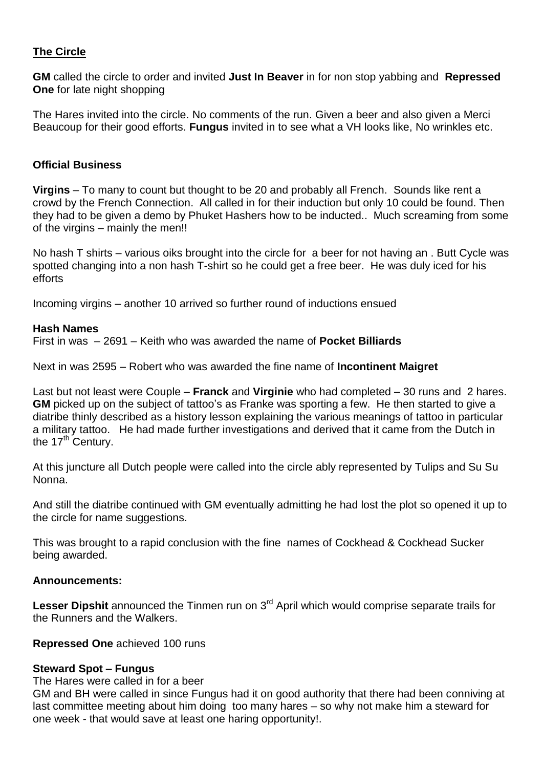## The Circle

**GM** called the circle to order and invited **Just In Beaver** in for non stop yabbing and **Repressed One** for late night shopping

The Hares invited into the circle. No comments of the run. Given a beer and also given a Merci Beaucoup for their good efforts. **Fungus** invited in to see what a VH looks like, No wrinkles etc.

### Official Business

**Virgins** – To many to count but thought to be 20 and probably all French. Sounds like rent a crowd by the French Connection. All called in for their induction but only 10 could be found. Then they had to be given a demo by Phuket Hashers how to be inducted.. Much screaming from some of the virgins – mainly the men!!

No hash T shirts – various oiks brought into the circle for a beer for not having an . Butt Cycle was spotted changing into a non hash T-shirt so he could get a free beer. He was duly iced for his efforts

Incoming virgins – another 10 arrived so further round of inductions ensued

### Hash Names

First in was – 2691 – Keith who was awarded the name of **Pocket Billiards**

Next in was 2595 – Robert who was awarded the fine name of **Incontinent Maigret**

Last but not least were Couple – **Franck** and **Virginie** who had completed – 30 runs and 2 hares. **GM** picked up on the subject of tattoo's as Franke was sporting a few. He then started to give a diatribe thinly described as a history lesson explaining the various meanings of tattoo in particular a military tattoo. He had made further investigations and derived that it came from the Dutch in the 17th Century.

At this juncture all Dutch people were called into the circle ably represented by Tulips and Su Su Nonna.

And still the diatribe continued with GM eventually admitting he had lost the plot so opened it up to the circle for name suggestions.

This was brought to a rapid conclusion with the fine names of Cockhead & Cockhead Sucker being awarded.

### Announcements:

**Lesser Dipshit** announced the Tinmen run on 3rd April which would comprise separate trails for the Runners and the Walkers.

**Repressed One** achieved 100 runs

### Steward Spot – Fungus

The Hares were called in for a beer

GM and BH were called in since Fungus had it on good authority that there had been conniving at last committee meeting about him doing too many hares – so why not make him a steward for one week - that would save at least one haring opportunity!.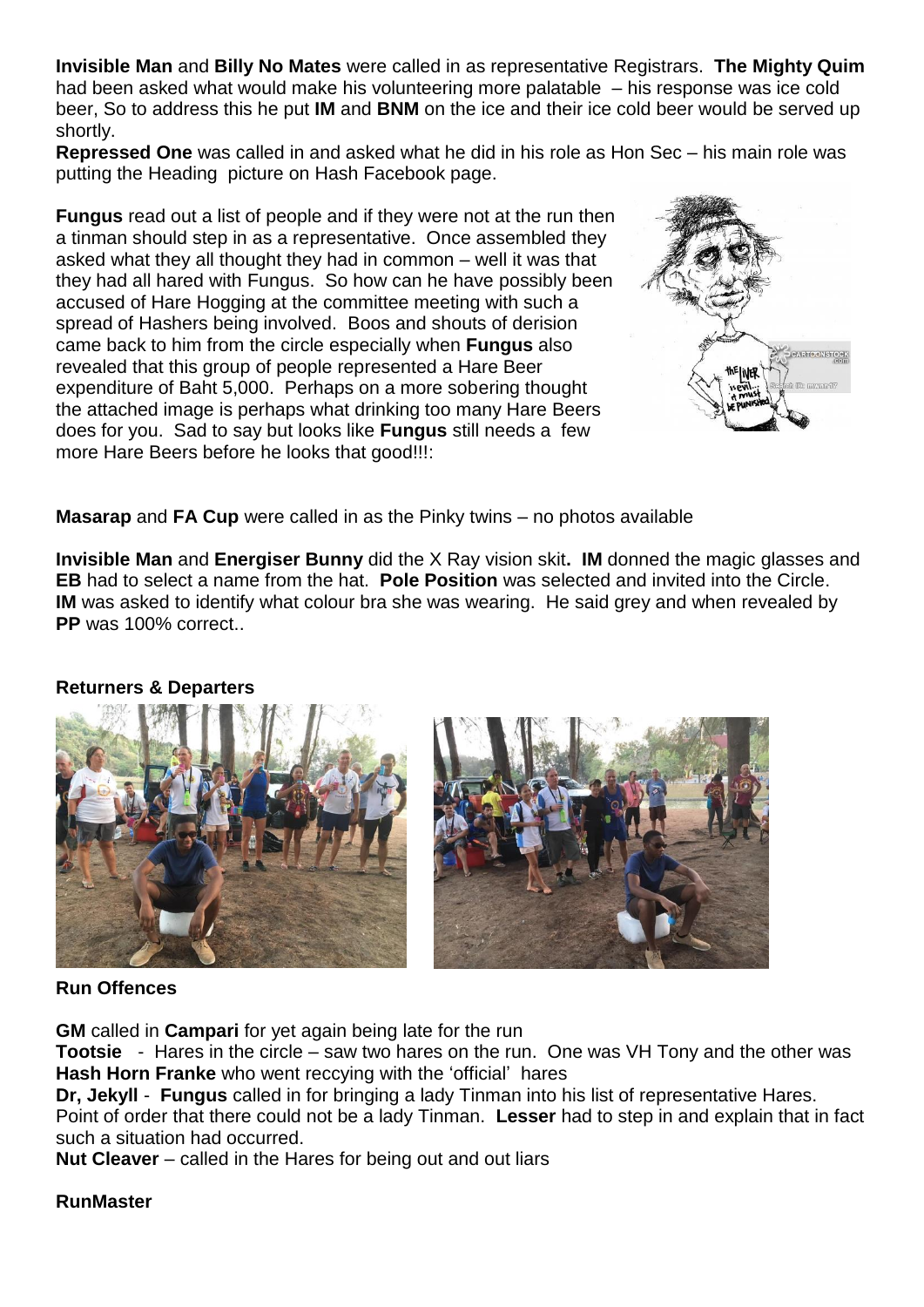**Invisible Man** and **Billy No Mates** were called in as representative Registrars. **The Mighty Quim** had been asked what would make his volunteering more palatable – his response was ice cold beer, So to address this he put **IM** and **BNM** on the ice and their ice cold beer would be served up shortly.

**Repressed One** was called in and asked what he did in his role as Hon Sec – his main role was putting the Heading picture on Hash Facebook page.

**Fungus** read out a list of people and if they were not at the run then a tinman should step in as a representative. Once assembled they asked what they all thought they had in common – well it was that they had all hared with Fungus. So how can he have possibly been accused of Hare Hogging at the committee meeting with such a spread of Hashers being involved. Boos and shouts of derision came back to him from the circle especially when **Fungus** also revealed that this group of people represented a Hare Beer expenditure of Baht 5,000. Perhaps on a more sobering thought the attached image is perhaps what drinking too many Hare Beers does for you. Sad to say but looks like **Fungus** still needs a few more Hare Beers before he looks that good!!!:

**Masarap** and **FA Cup** were called in as the Pinky twins – no photos available

**Invisible Man** and **Energiser Bunny** did the X Ray vision skit**. IM** donned the magic glasses and **EB** had to select a name from the hat. **Pole Position** was selected and invited into the Circle. **IM** was asked to identify what colour bra she was wearing. He said grey and when revealed by **PP** was 100% correct..

**Returners & Departers**

**Run Offences**

**GM** called in **Campari** for yet again being late for the run

**Tootsie** - Hares in the circle – saw two hares on the run. One was VH Tony and the other was **Hash Horn Franke** who went reccying with the 'official' hares

**Dr, Jekyll** - **Fungus** called in for bringing a lady Tinman into his list of representative Hares. Point of order that there could not be a lady Tinman. **Lesser** had to step in and explain that in fact such a situation had occurred.

**Nut Cleaver** – called in the Hares for being out and out liars

**RunMaster**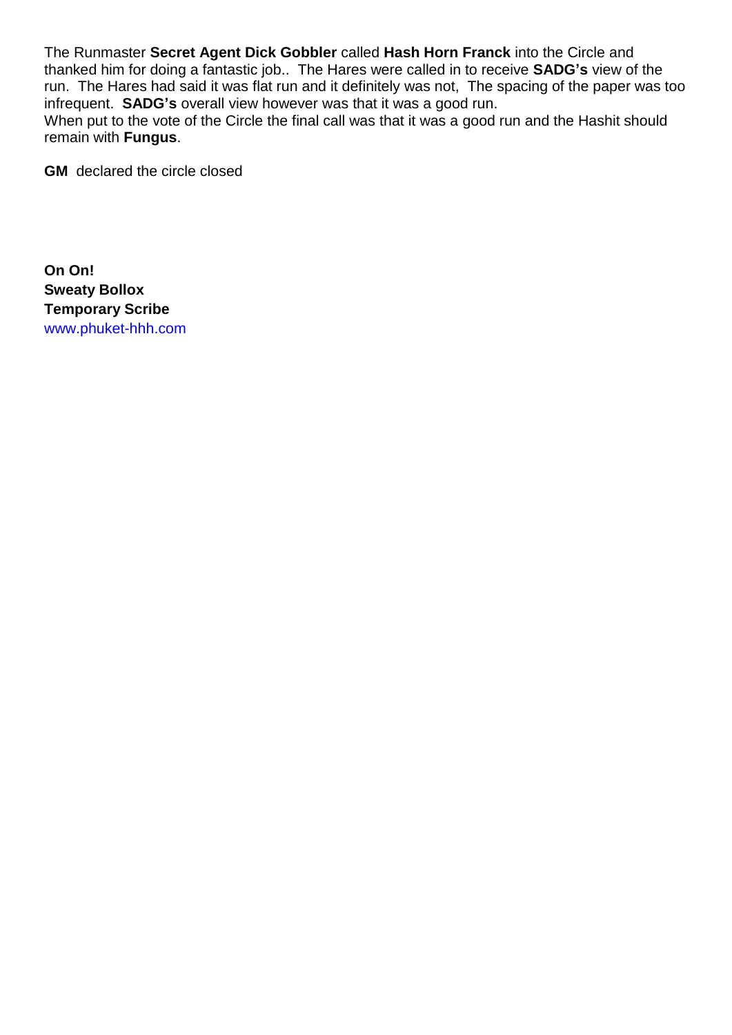The Runmaster **Secret Agent Dick Gobbler** called **Hash Horn Franck** into the Circle and thanked him for doing a fantastic job.. The Hares were called in to receive **SADG's** view of the run. The Hares had said it was flat run and it definitely was not, The spacing of the paper was too infrequent. **SADG's** overall view however was that it was a good run.
When put to the vote of the Circle the final call was that it was a good run and the Hashit should remain with **Fungus**.

**GM** declared the circle closed

**On On!**
**Sweaty Bollox**
**Temporary Scribe**
www.phuket-hhh.com